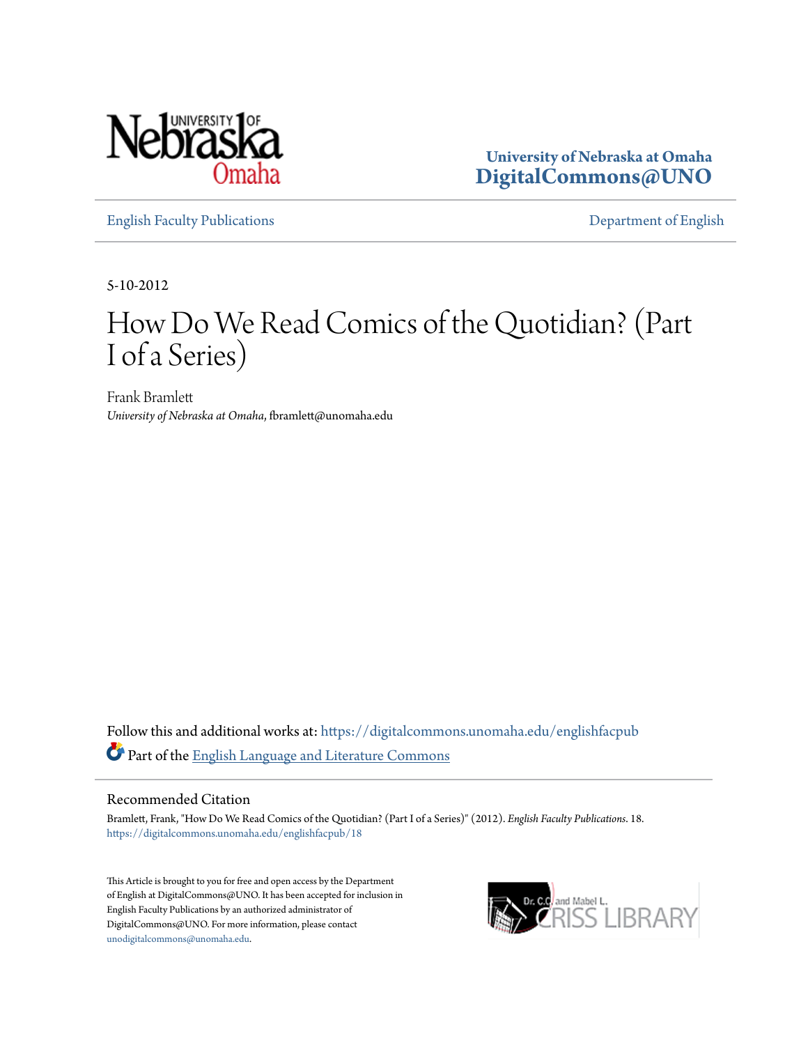University of Nebraska at Omaha
**DigitalCommons@UNO**

English Faculty Publications | Department of English

5-10-2012

# How Do We Read Comics of the Quotidian? (Part I of a Series)

Frank Bramlett
*University of Nebraska at Omaha*, fbramlett@unomaha.edu

Follow this and additional works at: https://digitalcommons.unomaha.edu/englishfacpub

Part of the English Language and Literature Commons

## Recommended Citation

Bramlett, Frank, "How Do We Read Comics of the Quotidian? (Part I of a Series)" (2012). *English Faculty Publications*. 18.
https://digitalcommons.unomaha.edu/englishfacpub/18

This Article is brought to you for free and open access by the Department of English at DigitalCommons@UNO. It has been accepted for inclusion in English Faculty Publications by an authorized administrator of DigitalCommons@UNO. For more information, please contact unodigitalcommons@unomaha.edu.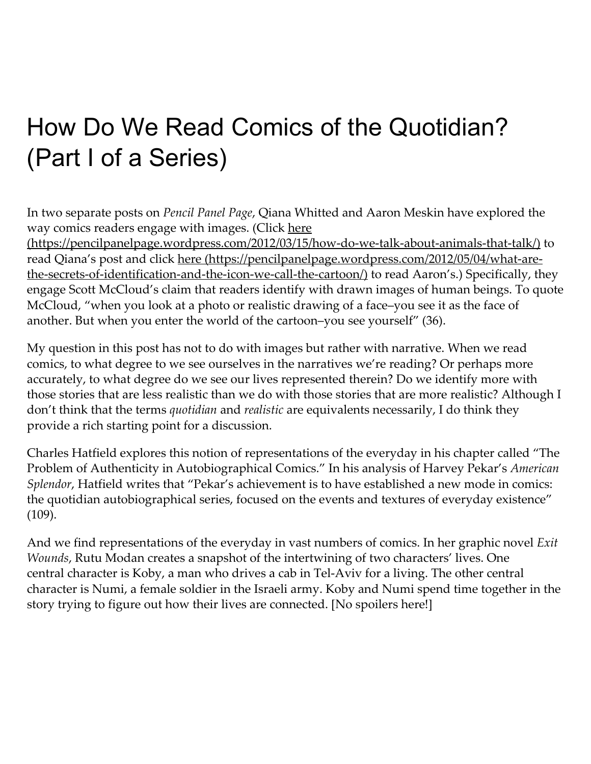# How Do We Read Comics of the Quotidian? (Part I of a Series)

In two separate posts on *Pencil Panel Page*, Qiana Whitted and Aaron Meskin have explored the way comics readers engage with images. (Click [here (https://pencilpanelpage.wordpress.com/2012/03/15/how-do-we-talk-about-animals-that-talk/)](https://pencilpanelpage.wordpress.com/2012/03/15/how-do-we-talk-about-animals-that-talk/) to read Qiana's post and click [here (https://pencilpanelpage.wordpress.com/2012/05/04/what-are-the-secrets-of-identification-and-the-icon-we-call-the-cartoon/)](https://pencilpanelpage.wordpress.com/2012/05/04/what-are-the-secrets-of-identification-and-the-icon-we-call-the-cartoon/) to read Aaron's.) Specifically, they engage Scott McCloud's claim that readers identify with drawn images of human beings. To quote McCloud, "when you look at a photo or realistic drawing of a face–you see it as the face of another. But when you enter the world of the cartoon–you see yourself" (36).

My question in this post has not to do with images but rather with narrative. When we read comics, to what degree to we see ourselves in the narratives we're reading? Or perhaps more accurately, to what degree do we see our lives represented therein? Do we identify more with those stories that are less realistic than we do with those stories that are more realistic? Although I don't think that the terms *quotidian* and *realistic* are equivalents necessarily, I do think they provide a rich starting point for a discussion.

Charles Hatfield explores this notion of representations of the everyday in his chapter called "The Problem of Authenticity in Autobiographical Comics." In his analysis of Harvey Pekar's *American Splendor*, Hatfield writes that "Pekar's achievement is to have established a new mode in comics: the quotidian autobiographical series, focused on the events and textures of everyday existence" (109).

And we find representations of the everyday in vast numbers of comics. In her graphic novel *Exit Wounds*, Rutu Modan creates a snapshot of the intertwining of two characters' lives. One central character is Koby, a man who drives a cab in Tel-Aviv for a living. The other central character is Numi, a female soldier in the Israeli army. Koby and Numi spend time together in the story trying to figure out how their lives are connected. [No spoilers here!]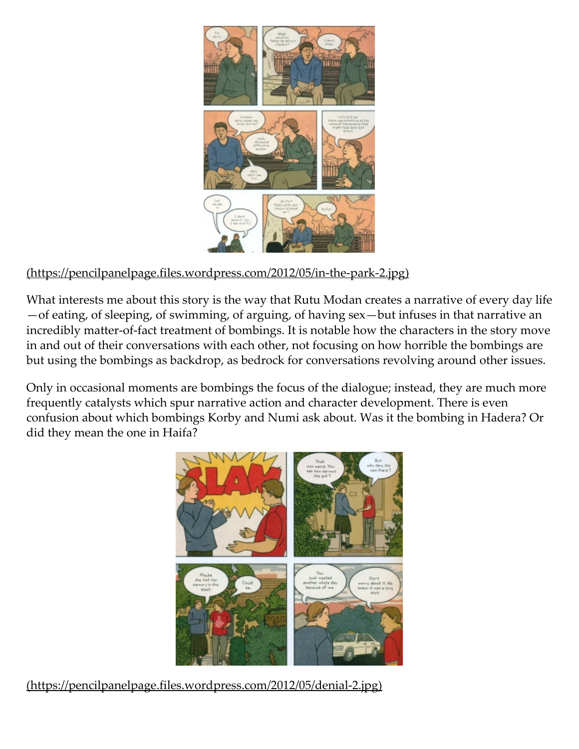(https://pencilpanelpage.files.wordpress.com/2012/05/in-the-park-2.jpg)

What interests me about this story is the way that Rutu Modan creates a narrative of every day life—of eating, of sleeping, of swimming, of arguing, of having sex—but infuses in that narrative an incredibly matter-of-fact treatment of bombings. It is notable how the characters in the story move in and out of their conversations with each other, not focusing on how horrible the bombings are but using the bombings as backdrop, as bedrock for conversations revolving around other issues.

Only in occasional moments are bombings the focus of the dialogue; instead, they are much more frequently catalysts which spur narrative action and character development. There is even confusion about which bombings Korby and Numi ask about. Was it the bombing in Hadera? Or did they mean the one in Haifa?

(https://pencilpanelpage.files.wordpress.com/2012/05/denial-2.jpg)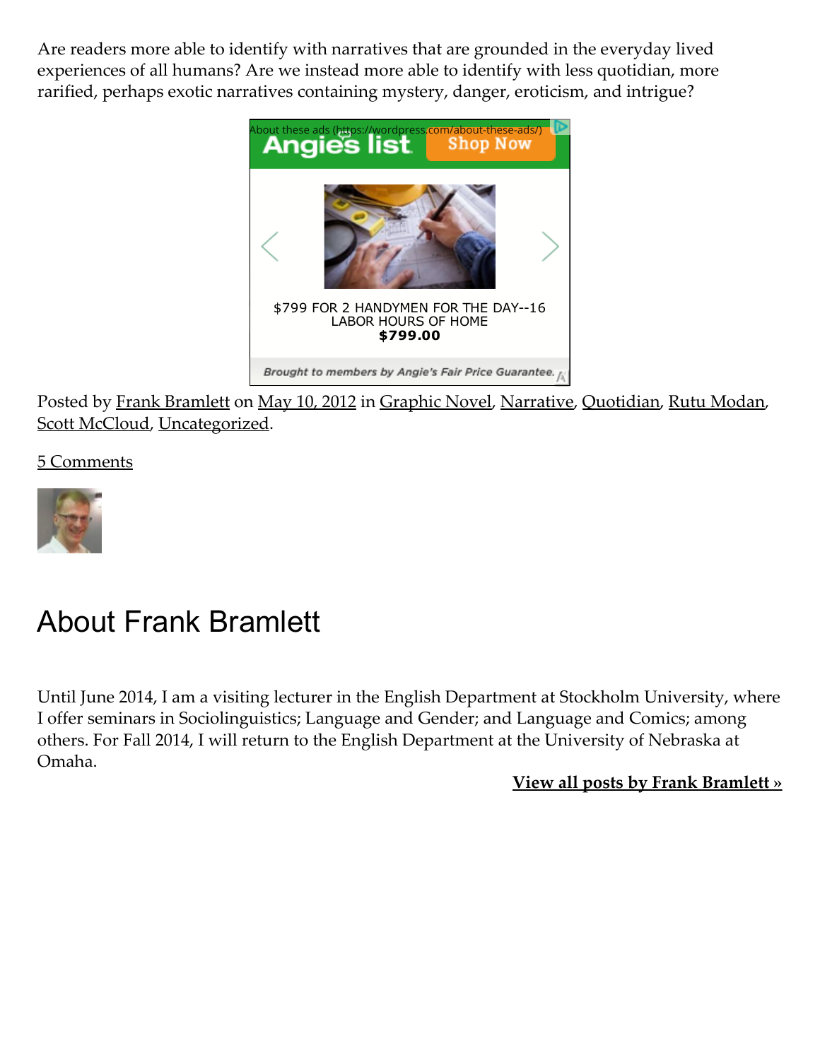Are readers more able to identify with narratives that are grounded in the everyday lived experiences of all humans? Are we instead more able to identify with less quotidian, more rarified, perhaps exotic narratives containing mystery, danger, eroticism, and intrigue?

About these ads (https://wordpress.com/about-these-ads/)

Angie's list Shop Now

$799 FOR 2 HANDYMEN FOR THE DAY--16 LABOR HOURS OF HOME
**$799.00**

*Brought to members by Angie's Fair Price Guarantee.*

Posted by Frank Bramlett on May 10, 2012 in Graphic Novel, Narrative, Quotidian, Rutu Modan, Scott McCloud, Uncategorized.

5 Comments

# About Frank Bramlett

Until June 2014, I am a visiting lecturer in the English Department at Stockholm University, where I offer seminars in Sociolinguistics; Language and Gender; and Language and Comics; among others. For Fall 2014, I will return to the English Department at the University of Nebraska at Omaha.

**View all posts by Frank Bramlett »**